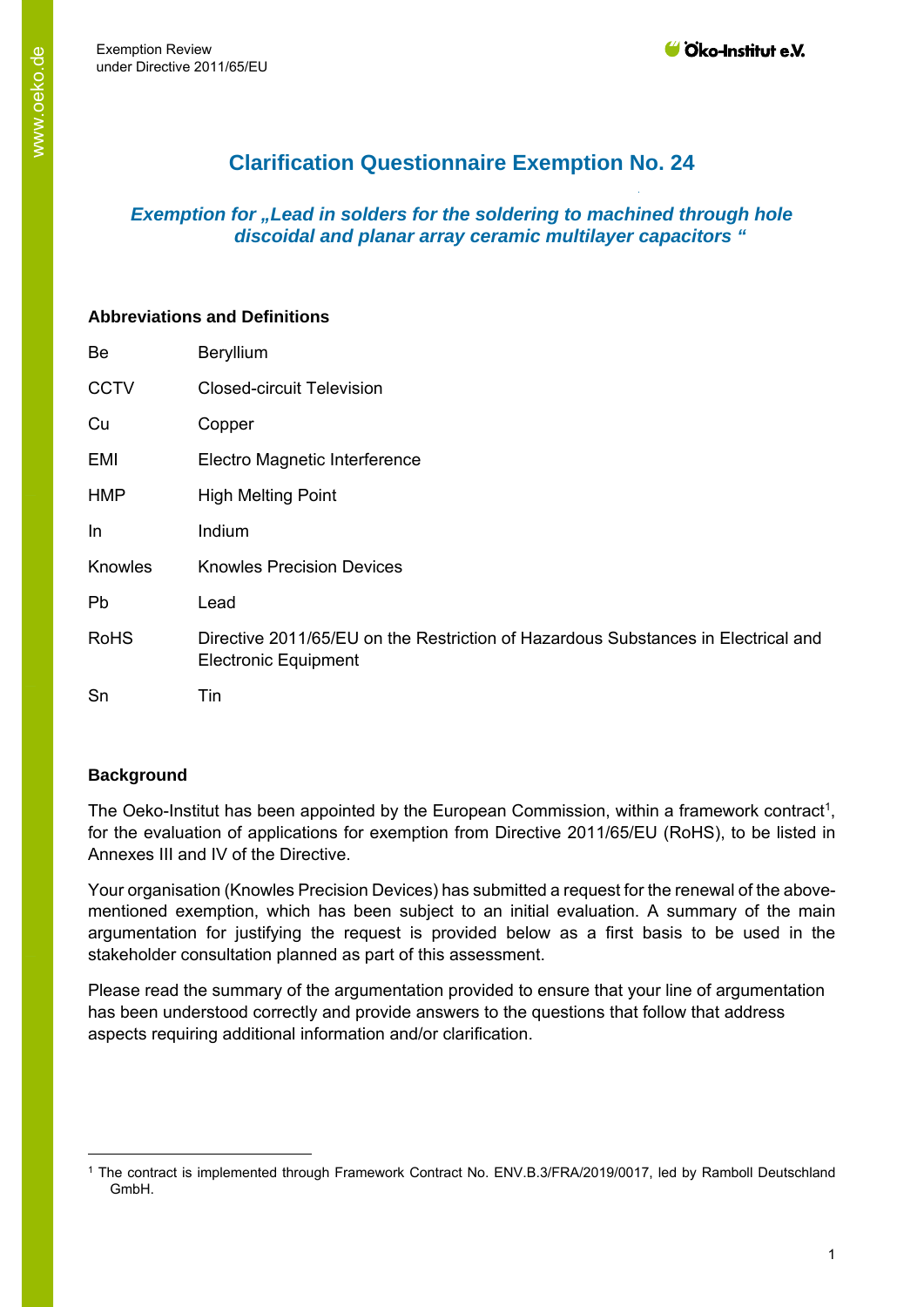# Clarification Questionnaire Exemption No. 24

## *Exemption for „Lead in solders for the soldering to machined through hole discoidal and planar array ceramic multilayer capacitors "*

**Abbreviations and Definitions**

| | |
|---|---|
| Be | Beryllium |
| CCTV | Closed-circuit Television |
| Cu | Copper |
| EMI | Electro Magnetic Interference |
| HMP | High Melting Point |
| In | Indium |
| Knowles | Knowles Precision Devices |
| Pb | Lead |
| RoHS | Directive 2011/65/EU on the Restriction of Hazardous Substances in Electrical and Electronic Equipment |
| Sn | Tin |

**Background**

The Oeko-Institut has been appointed by the European Commission, within a framework contract[1], for the evaluation of applications for exemption from Directive 2011/65/EU (RoHS), to be listed in Annexes III and IV of the Directive.

Your organisation (Knowles Precision Devices) has submitted a request for the renewal of the above-mentioned exemption, which has been subject to an initial evaluation. A summary of the main argumentation for justifying the request is provided below as a first basis to be used in the stakeholder consultation planned as part of this assessment.

Please read the summary of the argumentation provided to ensure that your line of argumentation has been understood correctly and provide answers to the questions that follow that address aspects requiring additional information and/or clarification.

[1] The contract is implemented through Framework Contract No. ENV.B.3/FRA/2019/0017, led by Ramboll Deutschland GmbH.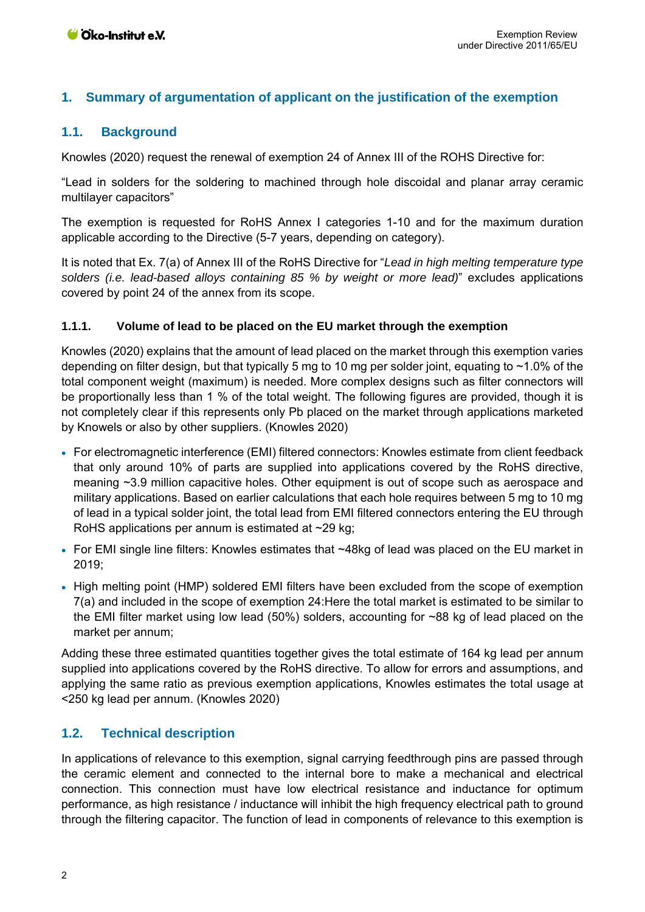# 1. Summary of argumentation of applicant on the justification of the exemption

## 1.1. Background

Knowles (2020) request the renewal of exemption 24 of Annex III of the ROHS Directive for:

"Lead in solders for the soldering to machined through hole discoidal and planar array ceramic multilayer capacitors"

The exemption is requested for RoHS Annex I categories 1-10 and for the maximum duration applicable according to the Directive (5-7 years, depending on category).

It is noted that Ex. 7(a) of Annex III of the RoHS Directive for "*Lead in high melting temperature type solders (i.e. lead-based alloys containing 85 % by weight or more lead)*" excludes applications covered by point 24 of the annex from its scope.

### 1.1.1. Volume of lead to be placed on the EU market through the exemption

Knowles (2020) explains that the amount of lead placed on the market through this exemption varies depending on filter design, but that typically 5 mg to 10 mg per solder joint, equating to ~1.0% of the total component weight (maximum) is needed. More complex designs such as filter connectors will be proportionally less than 1 % of the total weight. The following figures are provided, though it is not completely clear if this represents only Pb placed on the market through applications marketed by Knowels or also by other suppliers. (Knowles 2020)

- For electromagnetic interference (EMI) filtered connectors: Knowles estimate from client feedback that only around 10% of parts are supplied into applications covered by the RoHS directive, meaning ~3.9 million capacitive holes. Other equipment is out of scope such as aerospace and military applications. Based on earlier calculations that each hole requires between 5 mg to 10 mg of lead in a typical solder joint, the total lead from EMI filtered connectors entering the EU through RoHS applications per annum is estimated at ~29 kg;
- For EMI single line filters: Knowles estimates that ~48kg of lead was placed on the EU market in 2019;
- High melting point (HMP) soldered EMI filters have been excluded from the scope of exemption 7(a) and included in the scope of exemption 24:Here the total market is estimated to be similar to the EMI filter market using low lead (50%) solders, accounting for ~88 kg of lead placed on the market per annum;

Adding these three estimated quantities together gives the total estimate of 164 kg lead per annum supplied into applications covered by the RoHS directive. To allow for errors and assumptions, and applying the same ratio as previous exemption applications, Knowles estimates the total usage at <250 kg lead per annum. (Knowles 2020)

## 1.2. Technical description

In applications of relevance to this exemption, signal carrying feedthrough pins are passed through the ceramic element and connected to the internal bore to make a mechanical and electrical connection. This connection must have low electrical resistance and inductance for optimum performance, as high resistance / inductance will inhibit the high frequency electrical path to ground through the filtering capacitor. The function of lead in components of relevance to this exemption is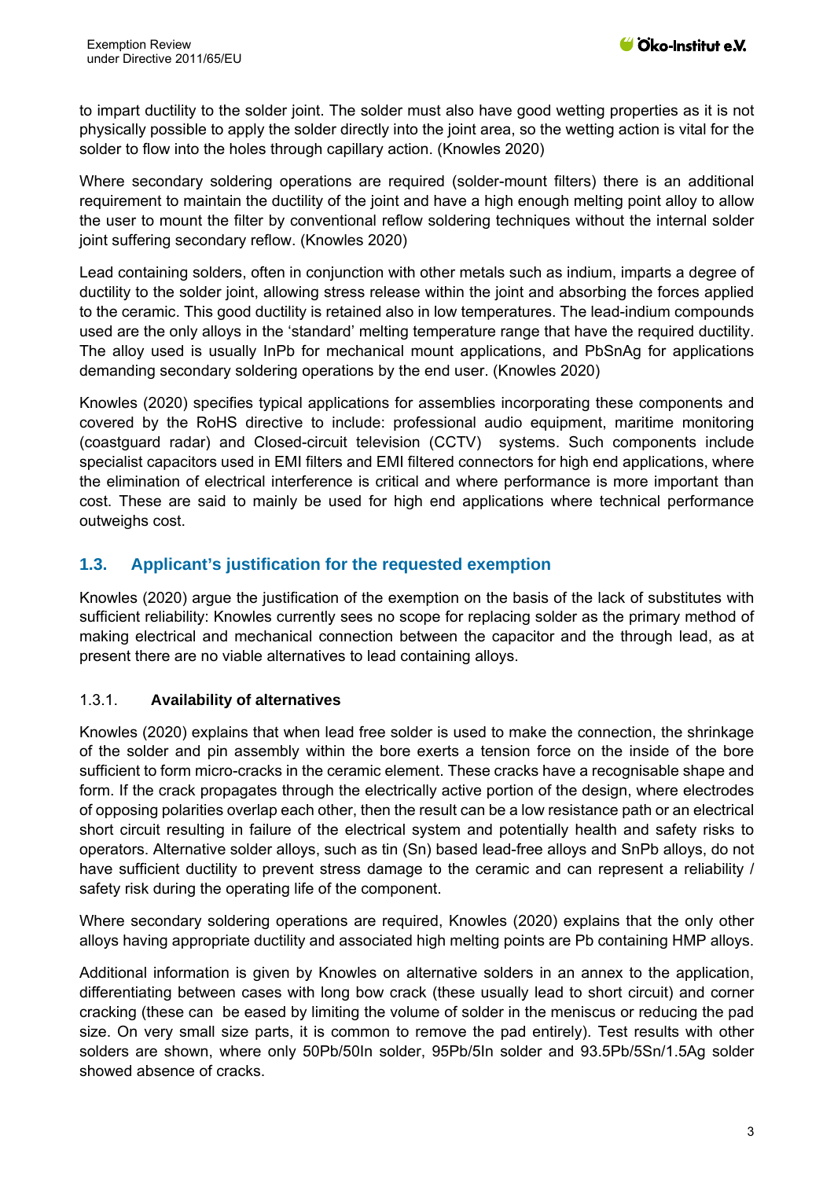to impart ductility to the solder joint. The solder must also have good wetting properties as it is not physically possible to apply the solder directly into the joint area, so the wetting action is vital for the solder to flow into the holes through capillary action. (Knowles 2020)

Where secondary soldering operations are required (solder-mount filters) there is an additional requirement to maintain the ductility of the joint and have a high enough melting point alloy to allow the user to mount the filter by conventional reflow soldering techniques without the internal solder joint suffering secondary reflow. (Knowles 2020)

Lead containing solders, often in conjunction with other metals such as indium, imparts a degree of ductility to the solder joint, allowing stress release within the joint and absorbing the forces applied to the ceramic. This good ductility is retained also in low temperatures. The lead-indium compounds used are the only alloys in the 'standard' melting temperature range that have the required ductility. The alloy used is usually InPb for mechanical mount applications, and PbSnAg for applications demanding secondary soldering operations by the end user. (Knowles 2020)

Knowles (2020) specifies typical applications for assemblies incorporating these components and covered by the RoHS directive to include: professional audio equipment, maritime monitoring (coastguard radar) and Closed-circuit television (CCTV) systems. Such components include specialist capacitors used in EMI filters and EMI filtered connectors for high end applications, where the elimination of electrical interference is critical and where performance is more important than cost. These are said to mainly be used for high end applications where technical performance outweighs cost.

## 1.3. Applicant's justification for the requested exemption

Knowles (2020) argue the justification of the exemption on the basis of the lack of substitutes with sufficient reliability: Knowles currently sees no scope for replacing solder as the primary method of making electrical and mechanical connection between the capacitor and the through lead, as at present there are no viable alternatives to lead containing alloys.

### 1.3.1. Availability of alternatives

Knowles (2020) explains that when lead free solder is used to make the connection, the shrinkage of the solder and pin assembly within the bore exerts a tension force on the inside of the bore sufficient to form micro-cracks in the ceramic element. These cracks have a recognisable shape and form. If the crack propagates through the electrically active portion of the design, where electrodes of opposing polarities overlap each other, then the result can be a low resistance path or an electrical short circuit resulting in failure of the electrical system and potentially health and safety risks to operators. Alternative solder alloys, such as tin (Sn) based lead-free alloys and SnPb alloys, do not have sufficient ductility to prevent stress damage to the ceramic and can represent a reliability / safety risk during the operating life of the component.

Where secondary soldering operations are required, Knowles (2020) explains that the only other alloys having appropriate ductility and associated high melting points are Pb containing HMP alloys.

Additional information is given by Knowles on alternative solders in an annex to the application, differentiating between cases with long bow crack (these usually lead to short circuit) and corner cracking (these can be eased by limiting the volume of solder in the meniscus or reducing the pad size. On very small size parts, it is common to remove the pad entirely). Test results with other solders are shown, where only 50Pb/50In solder, 95Pb/5In solder and 93.5Pb/5Sn/1.5Ag solder showed absence of cracks.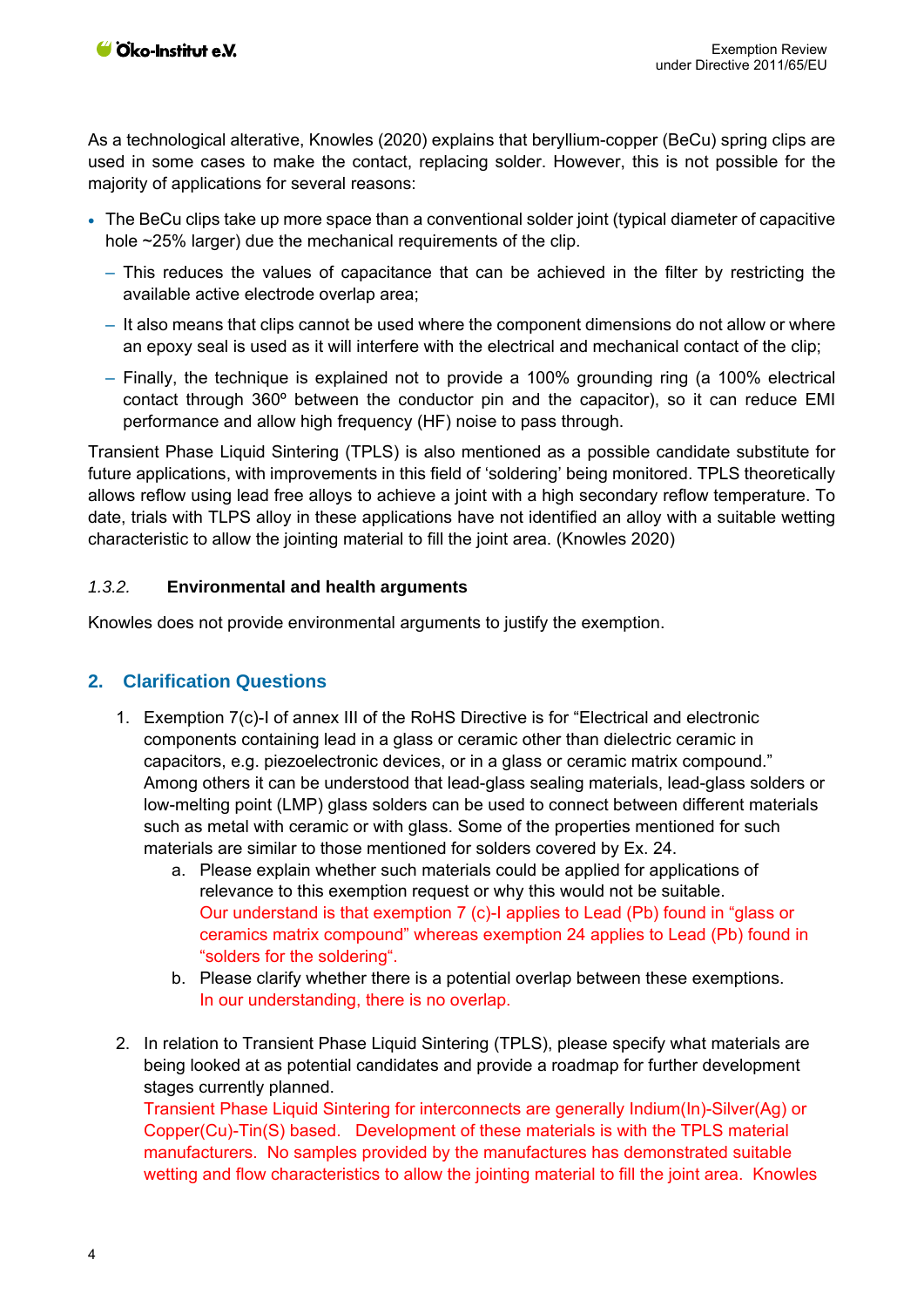As a technological alterative, Knowles (2020) explains that beryllium-copper (BeCu) spring clips are used in some cases to make the contact, replacing solder. However, this is not possible for the majority of applications for several reasons:

- The BeCu clips take up more space than a conventional solder joint (typical diameter of capacitive hole ~25% larger) due the mechanical requirements of the clip.
  - This reduces the values of capacitance that can be achieved in the filter by restricting the available active electrode overlap area;
  - It also means that clips cannot be used where the component dimensions do not allow or where an epoxy seal is used as it will interfere with the electrical and mechanical contact of the clip;
  - Finally, the technique is explained not to provide a 100% grounding ring (a 100% electrical contact through 360º between the conductor pin and the capacitor), so it can reduce EMI performance and allow high frequency (HF) noise to pass through.

Transient Phase Liquid Sintering (TPLS) is also mentioned as a possible candidate substitute for future applications, with improvements in this field of 'soldering' being monitored. TPLS theoretically allows reflow using lead free alloys to achieve a joint with a high secondary reflow temperature. To date, trials with TLPS alloy in these applications have not identified an alloy with a suitable wetting characteristic to allow the jointing material to fill the joint area. (Knowles 2020)

### *1.3.2.* Environmental and health arguments

Knowles does not provide environmental arguments to justify the exemption.

## 2. Clarification Questions

1. Exemption 7(c)-I of annex III of the RoHS Directive is for "Electrical and electronic components containing lead in a glass or ceramic other than dielectric ceramic in capacitors, e.g. piezoelectronic devices, or in a glass or ceramic matrix compound." Among others it can be understood that lead-glass sealing materials, lead-glass solders or low-melting point (LMP) glass solders can be used to connect between different materials such as metal with ceramic or with glass. Some of the properties mentioned for such materials are similar to those mentioned for solders covered by Ex. 24.
   a. Please explain whether such materials could be applied for applications of relevance to this exemption request or why this would not be suitable.
      Our understand is that exemption 7 (c)-I applies to Lead (Pb) found in "glass or ceramics matrix compound" whereas exemption 24 applies to Lead (Pb) found in "solders for the soldering".
   b. Please clarify whether there is a potential overlap between these exemptions.
      In our understanding, there is no overlap.

2. In relation to Transient Phase Liquid Sintering (TPLS), please specify what materials are being looked at as potential candidates and provide a roadmap for further development stages currently planned.
   Transient Phase Liquid Sintering for interconnects are generally Indium(In)-Silver(Ag) or Copper(Cu)-Tin(S) based. Development of these materials is with the TPLS material manufacturers. No samples provided by the manufactures has demonstrated suitable wetting and flow characteristics to allow the jointing material to fill the joint area. Knowles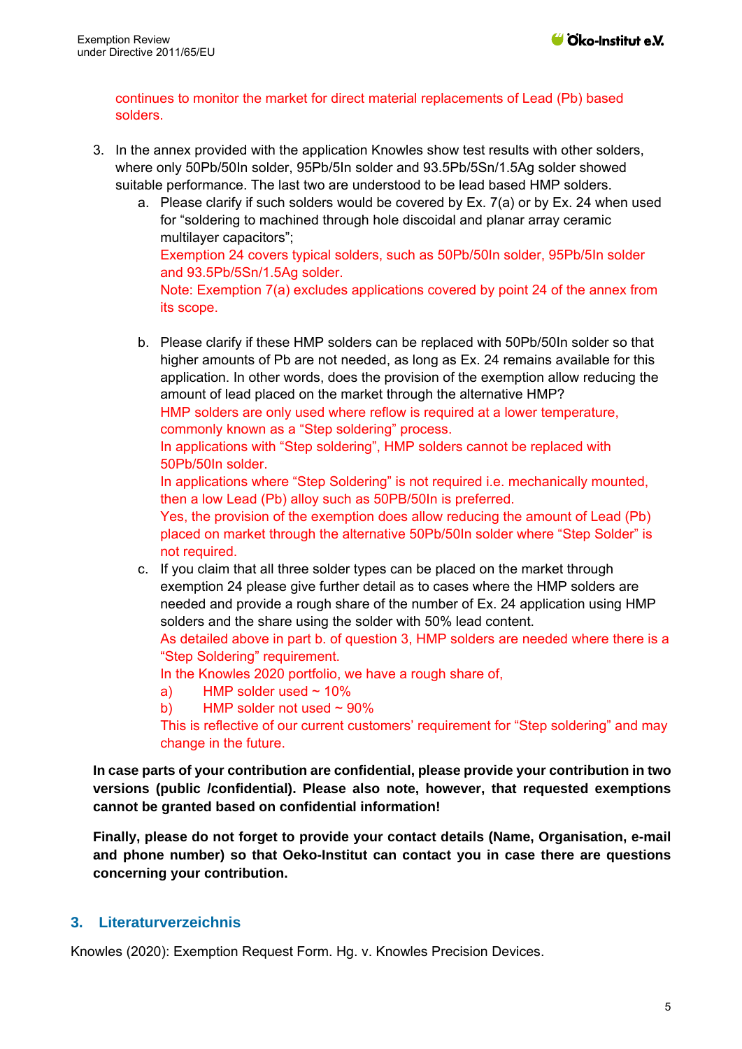continues to monitor the market for direct material replacements of Lead (Pb) based solders.

3. In the annex provided with the application Knowles show test results with other solders, where only 50Pb/50In solder, 95Pb/5In solder and 93.5Pb/5Sn/1.5Ag solder showed suitable performance. The last two are understood to be lead based HMP solders.
   a. Please clarify if such solders would be covered by Ex. 7(a) or by Ex. 24 when used for "soldering to machined through hole discoidal and planar array ceramic multilayer capacitors";
      Exemption 24 covers typical solders, such as 50Pb/50In solder, 95Pb/5In solder and 93.5Pb/5Sn/1.5Ag solder.
      Note: Exemption 7(a) excludes applications covered by point 24 of the annex from its scope.

   b. Please clarify if these HMP solders can be replaced with 50Pb/50In solder so that higher amounts of Pb are not needed, as long as Ex. 24 remains available for this application. In other words, does the provision of the exemption allow reducing the amount of lead placed on the market through the alternative HMP?
      HMP solders are only used where reflow is required at a lower temperature, commonly known as a "Step soldering" process.
      In applications with "Step soldering", HMP solders cannot be replaced with 50Pb/50In solder.
      In applications where "Step Soldering" is not required i.e. mechanically mounted, then a low Lead (Pb) alloy such as 50PB/50In is preferred.
      Yes, the provision of the exemption does allow reducing the amount of Lead (Pb) placed on market through the alternative 50Pb/50In solder where "Step Solder" is not required.
   c. If you claim that all three solder types can be placed on the market through exemption 24 please give further detail as to cases where the HMP solders are needed and provide a rough share of the number of Ex. 24 application using HMP solders and the share using the solder with 50% lead content.
      As detailed above in part b. of question 3, HMP solders are needed where there is a "Step Soldering" requirement.
      In the Knowles 2020 portfolio, we have a rough share of,
      a) HMP solder used ~ 10%
      b) HMP solder not used ~ 90%
      This is reflective of our current customers' requirement for "Step soldering" and may change in the future.

**In case parts of your contribution are confidential, please provide your contribution in two versions (public /confidential). Please also note, however, that requested exemptions cannot be granted based on confidential information!**

**Finally, please do not forget to provide your contact details (Name, Organisation, e-mail and phone number) so that Oeko-Institut can contact you in case there are questions concerning your contribution.**

## 3. Literaturverzeichnis

Knowles (2020): Exemption Request Form. Hg. v. Knowles Precision Devices.